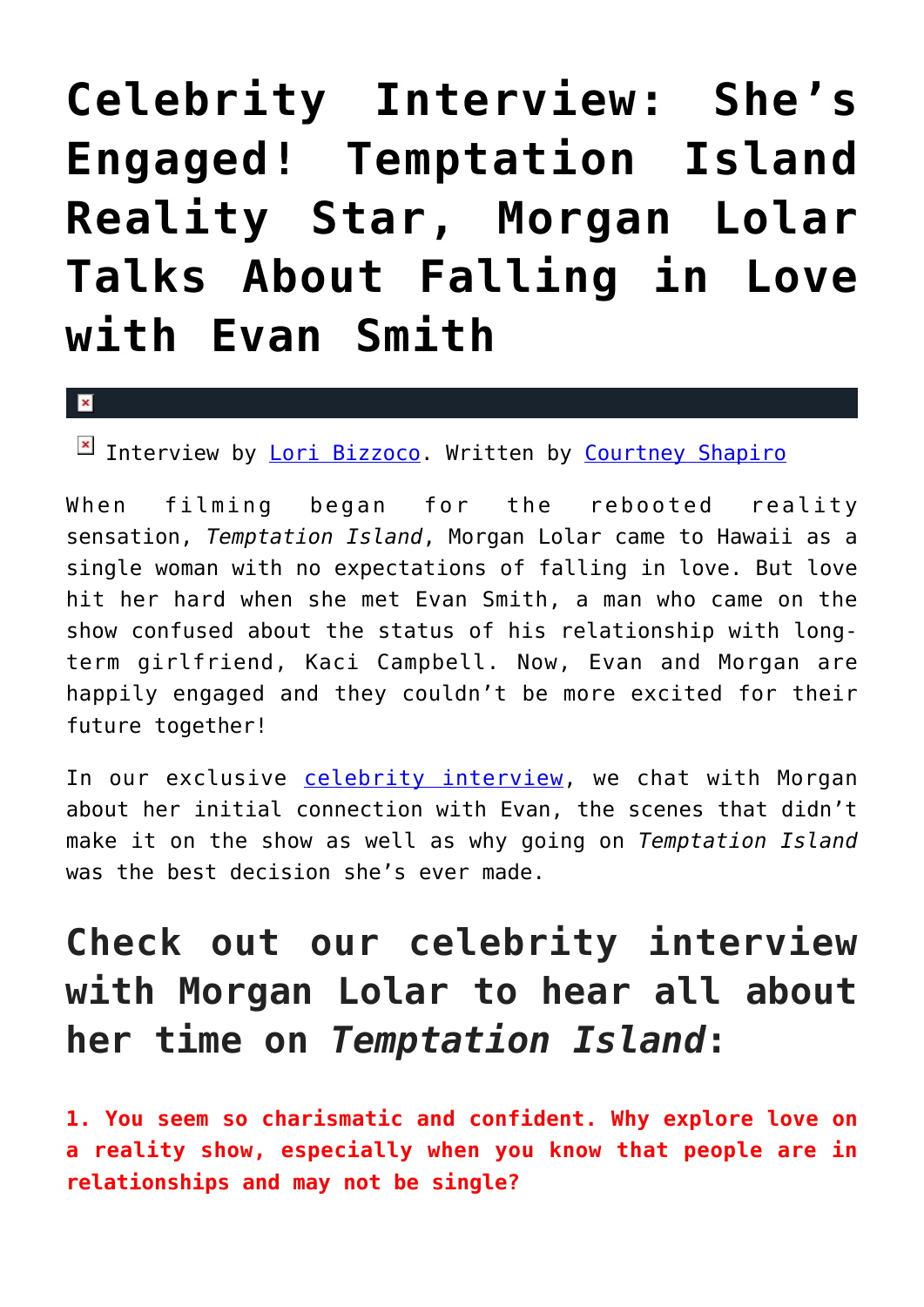# Celebrity Interview: She's Engaged! Temptation Island Reality Star, Morgan Lolar Talks About Falling in Love with Evan Smith

Interview by Lori Bizzoco. Written by Courtney Shapiro

When filming began for the rebooted reality sensation, *Temptation Island*, Morgan Lolar came to Hawaii as a single woman with no expectations of falling in love. But love hit her hard when she met Evan Smith, a man who came on the show confused about the status of his relationship with long-term girlfriend, Kaci Campbell. Now, Evan and Morgan are happily engaged and they couldn't be more excited for their future together!

In our exclusive celebrity interview, we chat with Morgan about her initial connection with Evan, the scenes that didn't make it on the show as well as why going on *Temptation Island* was the best decision she's ever made.

## Check out our celebrity interview with Morgan Lolar to hear all about her time on *Temptation Island*:

**1. You seem so charismatic and confident. Why explore love on a reality show, especially when you know that people are in relationships and may not be single?**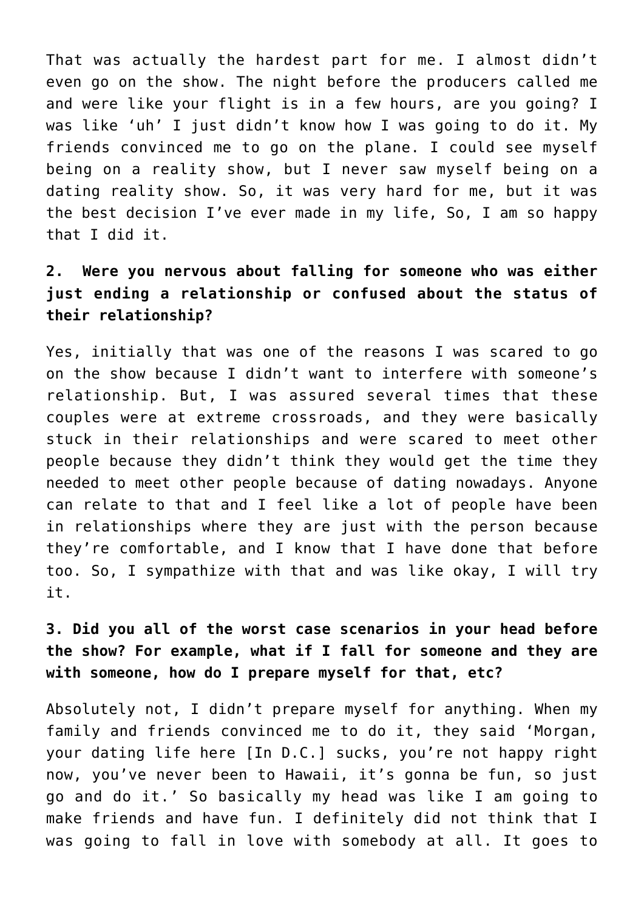That was actually the hardest part for me. I almost didn't even go on the show. The night before the producers called me and were like your flight is in a few hours, are you going? I was like 'uh' I just didn't know how I was going to do it. My friends convinced me to go on the plane. I could see myself being on a reality show, but I never saw myself being on a dating reality show. So, it was very hard for me, but it was the best decision I've ever made in my life, So, I am so happy that I did it.

**2. Were you nervous about falling for someone who was either just ending a relationship or confused about the status of their relationship?**

Yes, initially that was one of the reasons I was scared to go on the show because I didn't want to interfere with someone's relationship. But, I was assured several times that these couples were at extreme crossroads, and they were basically stuck in their relationships and were scared to meet other people because they didn't think they would get the time they needed to meet other people because of dating nowadays. Anyone can relate to that and I feel like a lot of people have been in relationships where they are just with the person because they're comfortable, and I know that I have done that before too. So, I sympathize with that and was like okay, I will try it.

**3. Did you all of the worst case scenarios in your head before the show? For example, what if I fall for someone and they are with someone, how do I prepare myself for that, etc?**

Absolutely not, I didn't prepare myself for anything. When my family and friends convinced me to do it, they said 'Morgan, your dating life here [In D.C.] sucks, you're not happy right now, you've never been to Hawaii, it's gonna be fun, so just go and do it.' So basically my head was like I am going to make friends and have fun. I definitely did not think that I was going to fall in love with somebody at all. It goes to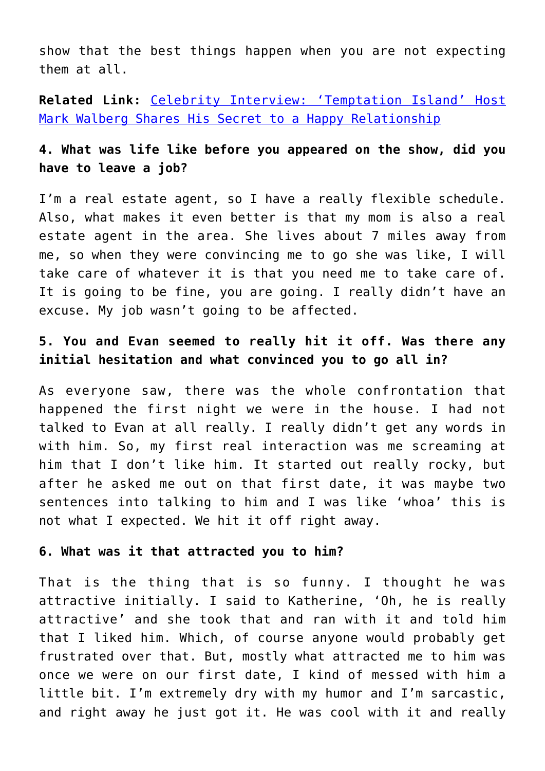show that the best things happen when you are not expecting them at all.

**Related Link:** [Celebrity Interview: 'Temptation Island' Host Mark Walberg Shares His Secret to a Happy Relationship]()

**4. What was life like before you appeared on the show, did you have to leave a job?**

I'm a real estate agent, so I have a really flexible schedule. Also, what makes it even better is that my mom is also a real estate agent in the area. She lives about 7 miles away from me, so when they were convincing me to go she was like, I will take care of whatever it is that you need me to take care of. It is going to be fine, you are going. I really didn't have an excuse. My job wasn't going to be affected.

**5. You and Evan seemed to really hit it off. Was there any initial hesitation and what convinced you to go all in?**

As everyone saw, there was the whole confrontation that happened the first night we were in the house. I had not talked to Evan at all really. I really didn't get any words in with him. So, my first real interaction was me screaming at him that I don't like him. It started out really rocky, but after he asked me out on that first date, it was maybe two sentences into talking to him and I was like 'whoa' this is not what I expected. We hit it off right away.

**6. What was it that attracted you to him?**

That is the thing that is so funny. I thought he was attractive initially. I said to Katherine, 'Oh, he is really attractive' and she took that and ran with it and told him that I liked him. Which, of course anyone would probably get frustrated over that. But, mostly what attracted me to him was once we were on our first date, I kind of messed with him a little bit. I'm extremely dry with my humor and I'm sarcastic, and right away he just got it. He was cool with it and really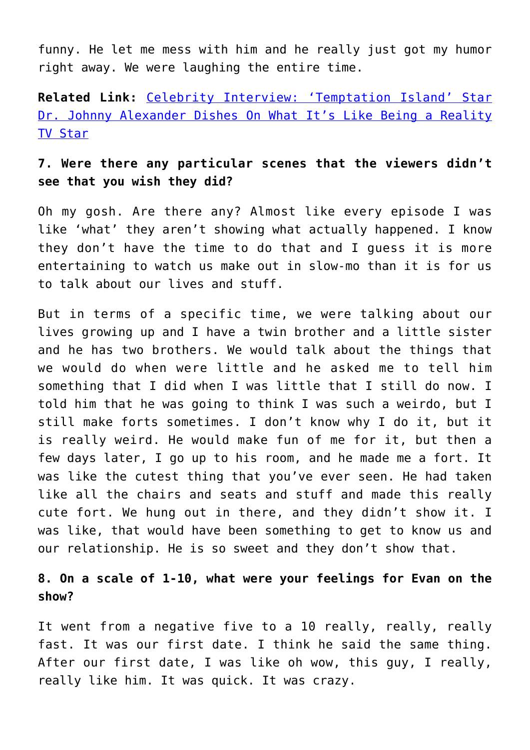funny. He let me mess with him and he really just got my humor right away. We were laughing the entire time.

**Related Link:** [Celebrity Interview: 'Temptation Island' Star Dr. Johnny Alexander Dishes On What It's Like Being a Reality TV Star]()

**7. Were there any particular scenes that the viewers didn't see that you wish they did?**

Oh my gosh. Are there any? Almost like every episode I was like 'what' they aren't showing what actually happened. I know they don't have the time to do that and I guess it is more entertaining to watch us make out in slow-mo than it is for us to talk about our lives and stuff.

But in terms of a specific time, we were talking about our lives growing up and I have a twin brother and a little sister and he has two brothers. We would talk about the things that we would do when were little and he asked me to tell him something that I did when I was little that I still do now. I told him that he was going to think I was such a weirdo, but I still make forts sometimes. I don't know why I do it, but it is really weird. He would make fun of me for it, but then a few days later, I go up to his room, and he made me a fort. It was like the cutest thing that you've ever seen. He had taken like all the chairs and seats and stuff and made this really cute fort. We hung out in there, and they didn't show it. I was like, that would have been something to get to know us and our relationship. He is so sweet and they don't show that.

**8. On a scale of 1-10, what were your feelings for Evan on the show?**

It went from a negative five to a 10 really, really, really fast. It was our first date. I think he said the same thing. After our first date, I was like oh wow, this guy, I really, really like him. It was quick. It was crazy.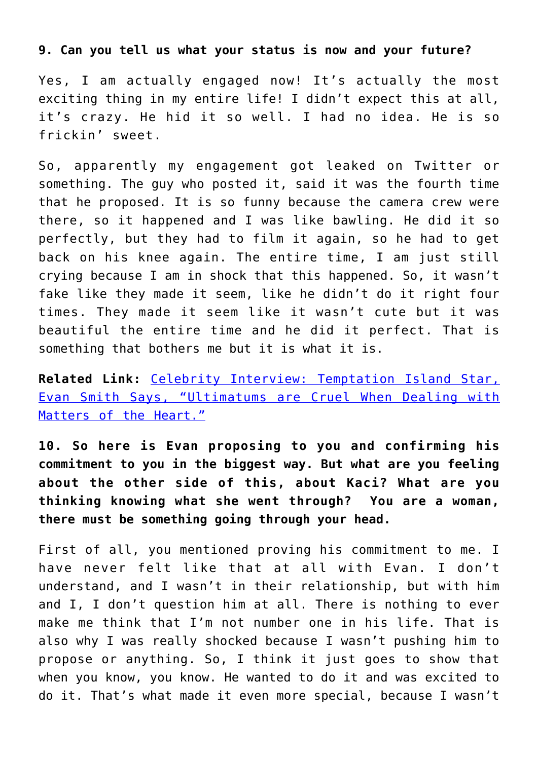**9. Can you tell us what your status is now and your future?**

Yes, I am actually engaged now! It's actually the most exciting thing in my entire life! I didn't expect this at all, it's crazy. He hid it so well. I had no idea. He is so frickin' sweet.

So, apparently my engagement got leaked on Twitter or something. The guy who posted it, said it was the fourth time that he proposed. It is so funny because the camera crew were there, so it happened and I was like bawling. He did it so perfectly, but they had to film it again, so he had to get back on his knee again. The entire time, I am just still crying because I am in shock that this happened. So, it wasn't fake like they made it seem, like he didn't do it right four times. They made it seem like it wasn't cute but it was beautiful the entire time and he did it perfect. That is something that bothers me but it is what it is.

**Related Link:** Celebrity Interview: Temptation Island Star, Evan Smith Says, "Ultimatums are Cruel When Dealing with Matters of the Heart."

**10. So here is Evan proposing to you and confirming his commitment to you in the biggest way. But what are you feeling about the other side of this, about Kaci? What are you thinking knowing what she went through? You are a woman, there must be something going through your head.**

First of all, you mentioned proving his commitment to me. I have never felt like that at all with Evan. I don't understand, and I wasn't in their relationship, but with him and I, I don't question him at all. There is nothing to ever make me think that I'm not number one in his life. That is also why I was really shocked because I wasn't pushing him to propose or anything. So, I think it just goes to show that when you know, you know. He wanted to do it and was excited to do it. That's what made it even more special, because I wasn't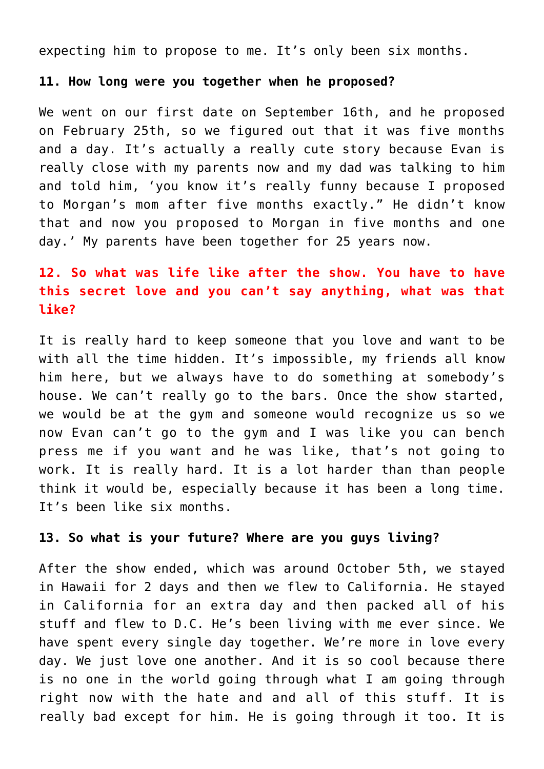expecting him to propose to me. It's only been six months.

**11. How long were you together when he proposed?**

We went on our first date on September 16th, and he proposed on February 25th, so we figured out that it was five months and a day. It's actually a really cute story because Evan is really close with my parents now and my dad was talking to him and told him, 'you know it's really funny because I proposed to Morgan's mom after five months exactly." He didn't know that and now you proposed to Morgan in five months and one day.' My parents have been together for 25 years now.

**12. So what was life like after the show. You have to have this secret love and you can't say anything, what was that like?**

It is really hard to keep someone that you love and want to be with all the time hidden. It's impossible, my friends all know him here, but we always have to do something at somebody's house. We can't really go to the bars. Once the show started, we would be at the gym and someone would recognize us so we now Evan can't go to the gym and I was like you can bench press me if you want and he was like, that's not going to work. It is really hard. It is a lot harder than than people think it would be, especially because it has been a long time. It's been like six months.

**13. So what is your future? Where are you guys living?**

After the show ended, which was around October 5th, we stayed in Hawaii for 2 days and then we flew to California. He stayed in California for an extra day and then packed all of his stuff and flew to D.C. He's been living with me ever since. We have spent every single day together. We're more in love every day. We just love one another. And it is so cool because there is no one in the world going through what I am going through right now with the hate and and all of this stuff. It is really bad except for him. He is going through it too. It is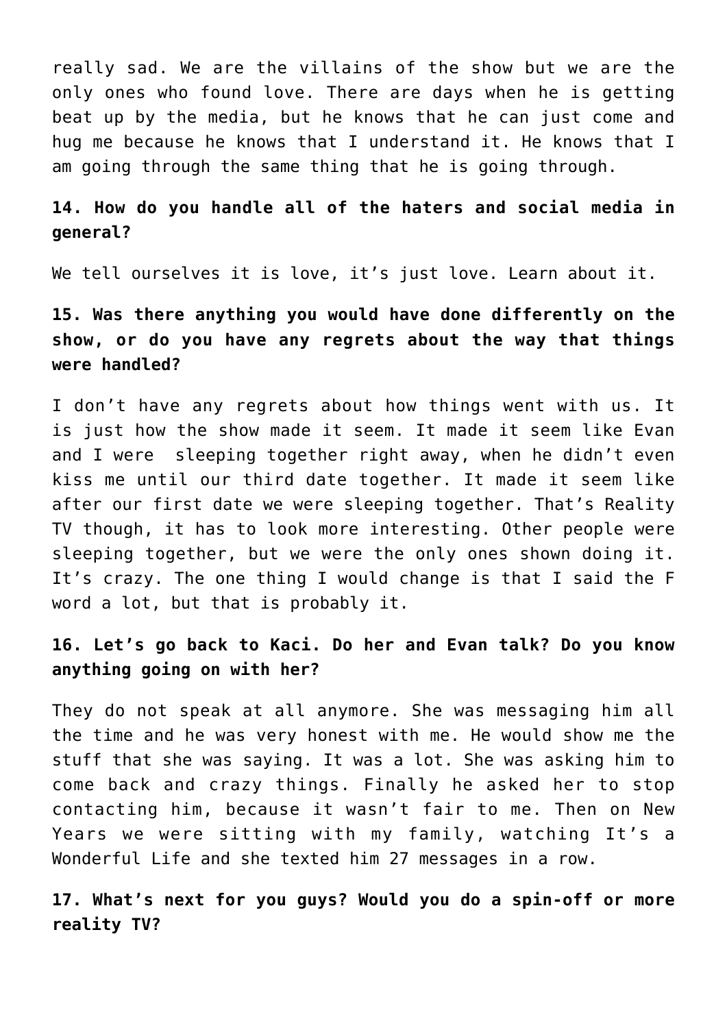really sad. We are the villains of the show but we are the only ones who found love. There are days when he is getting beat up by the media, but he knows that he can just come and hug me because he knows that I understand it. He knows that I am going through the same thing that he is going through.

**14. How do you handle all of the haters and social media in general?**

We tell ourselves it is love, it's just love. Learn about it.

**15. Was there anything you would have done differently on the show, or do you have any regrets about the way that things were handled?**

I don't have any regrets about how things went with us. It is just how the show made it seem. It made it seem like Evan and I were sleeping together right away, when he didn't even kiss me until our third date together. It made it seem like after our first date we were sleeping together. That's Reality TV though, it has to look more interesting. Other people were sleeping together, but we were the only ones shown doing it. It's crazy. The one thing I would change is that I said the F word a lot, but that is probably it.

**16. Let's go back to Kaci. Do her and Evan talk? Do you know anything going on with her?**

They do not speak at all anymore. She was messaging him all the time and he was very honest with me. He would show me the stuff that she was saying. It was a lot. She was asking him to come back and crazy things. Finally he asked her to stop contacting him, because it wasn't fair to me. Then on New Years we were sitting with my family, watching It's a Wonderful Life and she texted him 27 messages in a row.

**17. What's next for you guys? Would you do a spin-off or more reality TV?**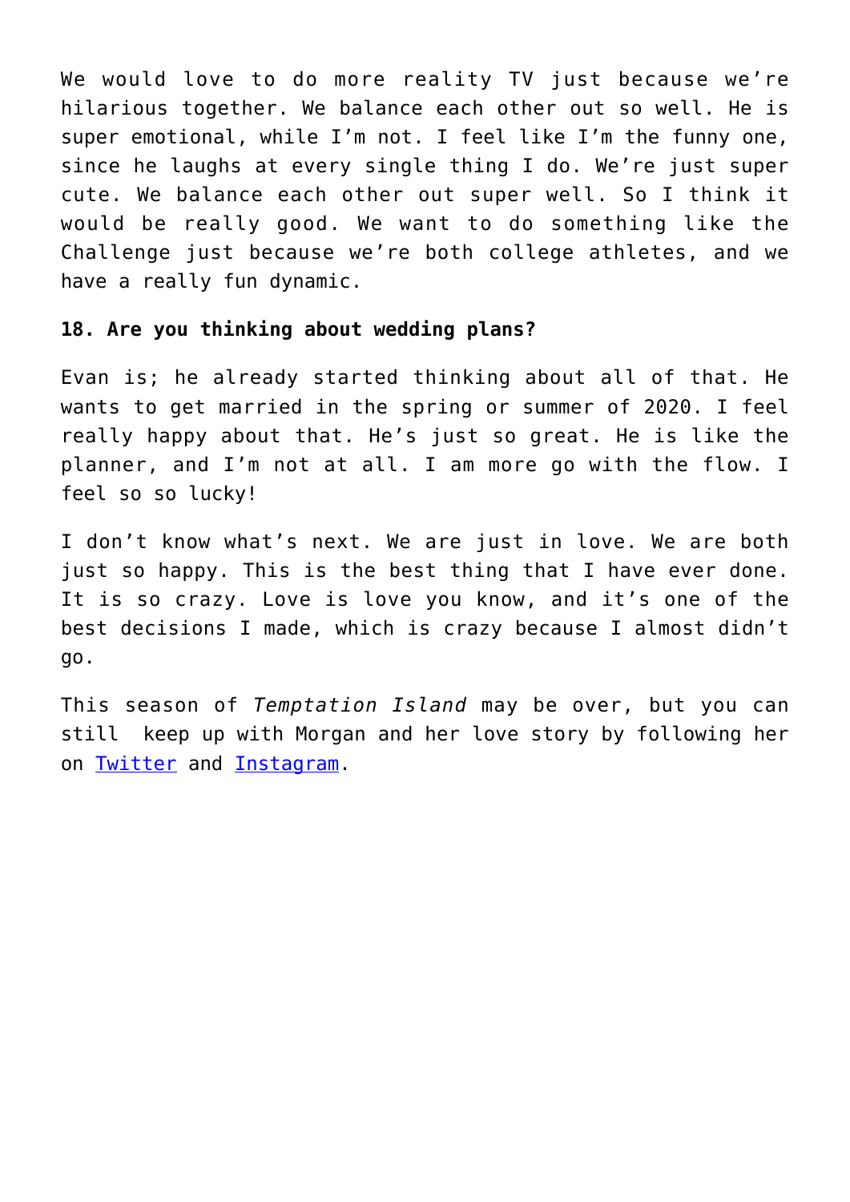We would love to do more reality TV just because we're hilarious together. We balance each other out so well. He is super emotional, while I'm not. I feel like I'm the funny one, since he laughs at every single thing I do. We're just super cute. We balance each other out super well. So I think it would be really good. We want to do something like the Challenge just because we're both college athletes, and we have a really fun dynamic.

**18. Are you thinking about wedding plans?**

Evan is; he already started thinking about all of that. He wants to get married in the spring or summer of 2020. I feel really happy about that. He's just so great. He is like the planner, and I'm not at all. I am more go with the flow. I feel so so lucky!

I don't know what's next. We are just in love. We are both just so happy. This is the best thing that I have ever done. It is so crazy. Love is love you know, and it's one of the best decisions I made, which is crazy because I almost didn't go.

This season of *Temptation Island* may be over, but you can still keep up with Morgan and her love story by following her on Twitter and Instagram.